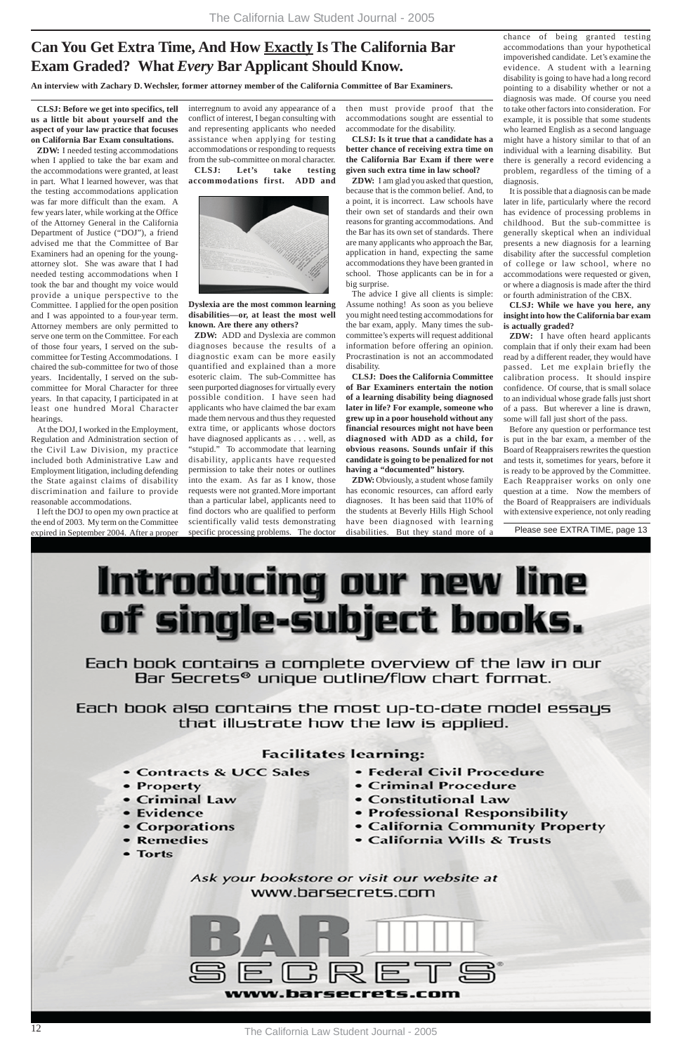# Can You Get Extra Time, And How Exactly Is The California Bar Exam Graded? What *Every* Bar Applicant Should Know.

**An interview with Zachary D. Wechsler, former attorney member of the California Committee of Bar Examiners.**

**CLSJ: Before we get into specifics, tell us a little bit about yourself and the aspect of your law practice that focuses on California Bar Exam consultations.**

**ZDW:** I needed testing accommodations when I applied to take the bar exam and the accommodations were granted, at least in part. What I learned however, was that the testing accommodations application was far more difficult than the exam. A few years later, while working at the Office of the Attorney General in the California Department of Justice ("DOJ"), a friend advised me that the Committee of Bar Examiners had an opening for the young-attorney slot. She was aware that I had needed testing accommodations when I took the bar and thought my voice would provide a unique perspective to the Committee. I applied for the open position and I was appointed to a four-year term. Attorney members are only permitted to serve one term on the Committee. For each of those four years, I served on the sub-committee for Testing Accommodations. I chaired the sub-committee for two of those years. Incidentally, I served on the sub-committee for Moral Character for three years. In that capacity, I participated in at least one hundred Moral Character hearings.

At the DOJ, I worked in the Employment, Regulation and Administration section of the Civil Law Division, my practice included both Administrative Law and Employment litigation, including defending the State against claims of disability discrimination and failure to provide reasonable accommodations.

I left the DOJ to open my own practice at the end of 2003. My term on the Committee expired in September 2004. After a proper interregnum to avoid any appearance of a conflict of interest, I began consulting with and representing applicants who needed assistance when applying for testing accommodations or responding to requests from the sub-committee on moral character.

**CLSJ: Let's take testing accommodations first. ADD and Dyslexia are the most common learning disabilities—or, at least the most well known. Are there any others?**

**ZDW:** ADD and Dyslexia are common diagnoses because the results of a diagnostic exam can be more easily quantified and explained than a more esoteric claim. The sub-Committee has seen purported diagnoses for virtually every possible condition. I have seen had applicants who have claimed the bar exam made them nervous and thus they requested extra time, or applicants whose doctors have diagnosed applicants as . . . well, as "stupid." To accommodate that learning disability, applicants have requested permission to take their notes or outlines into the exam. As far as I know, those requests were not granted. More important than a particular label, applicants need to find doctors who are qualified to perform scientifically valid tests demonstrating specific processing problems. The doctor then must provide proof that the accommodations sought are essential to accommodate for the disability.

**CLSJ: Is it true that a candidate has a better chance of receiving extra time on the California Bar Exam if there were given such extra time in law school?**

**ZDW:** I am glad you asked that question, because that is the common belief. And, to a point, it is incorrect. Law schools have their own set of standards and their own reasons for granting accommodations. And the Bar has its own set of standards. There are many applicants who approach the Bar, application in hand, expecting the same accommodations they have been granted in school. Those applicants can be in for a big surprise.

The advice I give all clients is simple: Assume nothing! As soon as you believe you might need testing accommodations for the bar exam, apply. Many times the sub-committee's experts will request additional information before offering an opinion. Procrastination is not an accommodated disability.

**CLSJ: Does the California Committee of Bar Examiners entertain the notion of a learning disability being diagnosed later in life? For example, someone who grew up in a poor household without any financial resources might not have been diagnosed with ADD as a child, for obvious reasons. Sounds unfair if this candidate is going to be penalized for not having a "documented" history.**

**ZDW:** Obviously, a student whose family has economic resources, can afford early diagnoses. It has been said that 110% of the students at Beverly Hills High School have been diagnosed with learning disabilities. But they stand more of a chance of being granted testing accommodations than your hypothetical impoverished candidate. Let's examine the evidence. A student with a learning disability is going to have had a long record pointing to a disability whether or not a diagnosis was made. Of course you need to take other factors into consideration. For example, it is possible that some students who learned English as a second language might have a history similar to that of an individual with a learning disability. But there is generally a record evidencing a problem, regardless of the timing of a diagnosis.

It is possible that a diagnosis can be made later in life, particularly where the record has evidence of processing problems in childhood. But the sub-committee is generally skeptical when an individual presents a new diagnosis for a learning disability after the successful completion of college or law school, where no accommodations were requested or given, or where a diagnosis is made after the third or fourth administration of the CBX.

**CLSJ: While we have you here, any insight into how the California bar exam is actually graded?**

**ZDW:** I have often heard applicants complain that if only their exam had been read by a different reader, they would have passed. Let me explain briefly the calibration process. It should inspire confidence. Of course, that is small solace to an individual whose grade falls just short of a pass. But wherever a line is drawn, some will fall just short of the pass.

Before any question or performance test is put in the bar exam, a member of the Board of Reappraisers rewrites the question and tests it, sometimes for years, before it is ready to be approved by the Committee. Each Reappraiser works on only one question at a time. Now the members of the Board of Reappraisers are individuals with extensive experience, not only reading

Please see EXTRA TIME, page 13

---

# Introducing our new line of single-subject books.

Each book contains a complete overview of the law in our Bar Secrets® unique outline/flow chart format.

Each book also contains the most up-to-date model essays that illustrate how the law is applied.

**Facilitates learning:**

- Contracts & UCC Sales
- Property
- Criminal Law
- Evidence
- Corporations
- Remedies
- Torts
- Federal Civil Procedure
- Criminal Procedure
- Constitutional Law
- Professional Responsibility
- California Community Property
- California Wills & Trusts

*Ask your bookstore or visit our website at* www.barsecrets.com

BAR SECRETS®

**www.barsecrets.com**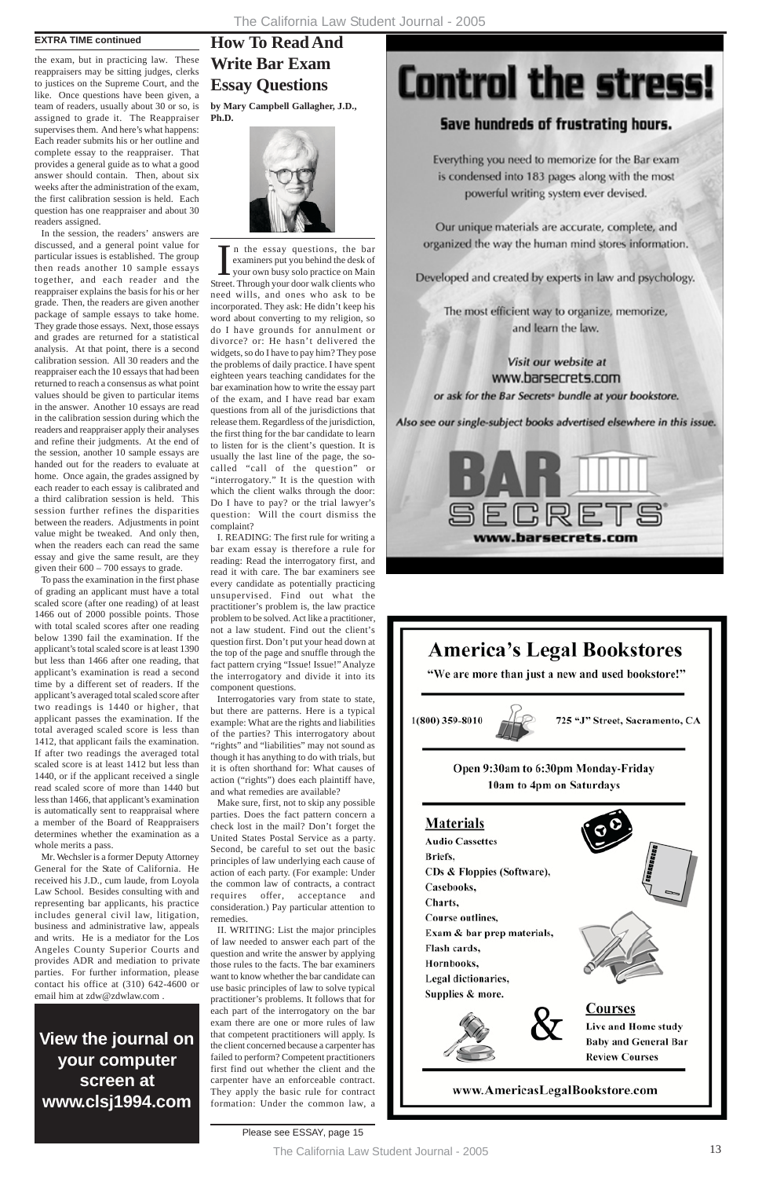**EXTRA TIME continued**

the exam, but in practicing law. These reappraisers may be sitting judges, clerks to justices on the Supreme Court, and the like. Once questions have been given, a team of readers, usually about 30 or so, is assigned to grade it. The Reappraiser supervises them. And here's what happens: Each reader submits his or her outline and complete essay to the reappraiser. That provides a general guide as to what a good answer should contain. Then, about six weeks after the administration of the exam, the first calibration session is held. Each question has one reappraiser and about 30 readers assigned.

In the session, the readers' answers are discussed, and a general point value for particular issues is established. The group then reads another 10 sample essays together, and each reader and the reappraiser explains the basis for his or her grade. Then, the readers are given another package of sample essays to take home. They grade those essays. Next, those essays and grades are returned for a statistical analysis. At that point, there is a second calibration session. All 30 readers and the reappraiser each the 10 essays that had been returned to reach a consensus as what point values should be given to particular items in the answer. Another 10 essays are read in the calibration session during which the readers and reappraiser apply their analyses and refine their judgments. At the end of the session, another 10 sample essays are handed out for the readers to evaluate at home. Once again, the grades assigned by each reader to each essay is calibrated and a third calibration session is held. This session further refines the disparities between the readers. Adjustments in point value might be tweaked. And only then, when the readers each can read the same essay and give the same result, are they given their 600 – 700 essays to grade.

To pass the examination in the first phase of grading an applicant must have a total scaled score (after one reading) of at least 1466 out of 2000 possible points. Those with total scaled scores after one reading below 1390 fail the examination. If the applicant's total scaled score is at least 1390 but less than 1466 after one reading, that applicant's examination is read a second time by a different set of readers. If the applicant's averaged total scaled score after two readings is 1440 or higher, that applicant passes the examination. If the total averaged scaled score is less than 1412, that applicant fails the examination. If after two readings the averaged total scaled score is at least 1412 but less than 1440, or if the applicant received a single read scaled score of more than 1440 but less than 1466, that applicant's examination is automatically sent to reappraisal where a member of the Board of Reappraisers determines whether the examination as a whole merits a pass.

Mr. Wechsler is a former Deputy Attorney General for the State of California. He received his J.D., cum laude, from Loyola Law School. Besides consulting with and representing bar applicants, his practice includes general civil law, litigation, business and administrative law, appeals and writs. He is a mediator for the Los Angeles County Superior Courts and provides ADR and mediation to private parties. For further information, please contact his office at (310) 642-4600 or email him at zdw@zdwlaw.com .

**View the journal on your computer screen at www.clsj1994.com**

# How To Read And Write Bar Exam Essay Questions

**by Mary Campbell Gallagher, J.D., Ph.D.**

In the essay questions, the bar examiners put you behind the desk of your own busy solo practice on Main Street. Through your door walk clients who need wills, and ones who ask to be incorporated. They ask: He didn't keep his word about converting to my religion, so do I have grounds for annulment or divorce? or: He hasn't delivered the widgets, so do I have to pay him? They pose the problems of daily practice. I have spent eighteen years teaching candidates for the bar examination how to write the essay part of the exam, and I have read bar exam questions from all of the jurisdictions that release them. Regardless of the jurisdiction, the first thing for the bar candidate to learn to listen for is the client's question. It is usually the last line of the page, the so-called "call of the question" or "interrogatory." It is the question with which the client walks through the door: Do I have to pay? or the trial lawyer's question: Will the court dismiss the complaint?

I. READING: The first rule for writing a bar exam essay is therefore a rule for reading: Read the interrogatory first, and read it with care. The bar examiners see every candidate as potentially practicing unsupervised. Find out what the practitioner's problem is, the law practice problem to be solved. Act like a practitioner, not a law student. Find out the client's question first. Don't put your head down at the top of the page and snuffle through the fact pattern crying "Issue! Issue!" Analyze the interrogatory and divide it into its component questions.

Interrogatories vary from state to state, but there are patterns. Here is a typical example: What are the rights and liabilities of the parties? This interrogatory about "rights" and "liabilities" may not sound as though it has anything to do with trials, but it is often shorthand for: What causes of action ("rights") does each plaintiff have, and what remedies are available?

Make sure, first, not to skip any possible parties. Does the fact pattern concern a check lost in the mail? Don't forget the United States Postal Service as a party. Second, be careful to set out the basic principles of law underlying each cause of action of each party. (For example: Under the common law of contracts, a contract requires offer, acceptance and consideration.) Pay particular attention to remedies.

II. WRITING: List the major principles of law needed to answer each part of the question and write the answer by applying those rules to the facts. The bar examiners want to know whether the bar candidate can use basic principles of law to solve typical practitioner's problems. It follows that for each part of the interrogatory on the bar exam there are one or more rules of law that competent practitioners will apply. Is the client concerned because a carpenter has failed to perform? Competent practitioners first find out whether the client and the carpenter have an enforceable contract. They apply the basic rule for contract formation: Under the common law, a

Please see ESSAY, page 15

# Control the stress!

**Save hundreds of frustrating hours.**

Everything you need to memorize for the Bar exam is condensed into 183 pages along with the most powerful writing system ever devised.

Our unique materials are accurate, complete, and organized the way the human mind stores information.

Developed and created by experts in law and psychology.

The most efficient way to organize, memorize, and learn the law.

*Visit our website at*
www.barsecrets.com
*or ask for the Bar Secrets® bundle at your bookstore.*

*Also see our single-subject books advertised elsewhere in this issue.*

BAR SECRETS®
www.barsecrets.com

# America's Legal Bookstores

"We are more than just a new and used bookstore!"

1(800) 359-8010 — 725 "J" Street, Sacramento, CA

Open 9:30am to 6:30pm Monday-Friday
10am to 4pm on Saturdays

**Materials**
Audio Cassettes
Briefs,
CDs & Floppies (Software),
Casebooks,
Charts,
Course outlines,
Exam & bar prep materials,
Flash cards,
Hornbooks,
Legal dictionaries,
Supplies & more.

&

**Courses**
Live and Home study
Baby and General Bar Review Courses

www.AmericasLegalBookstore.com